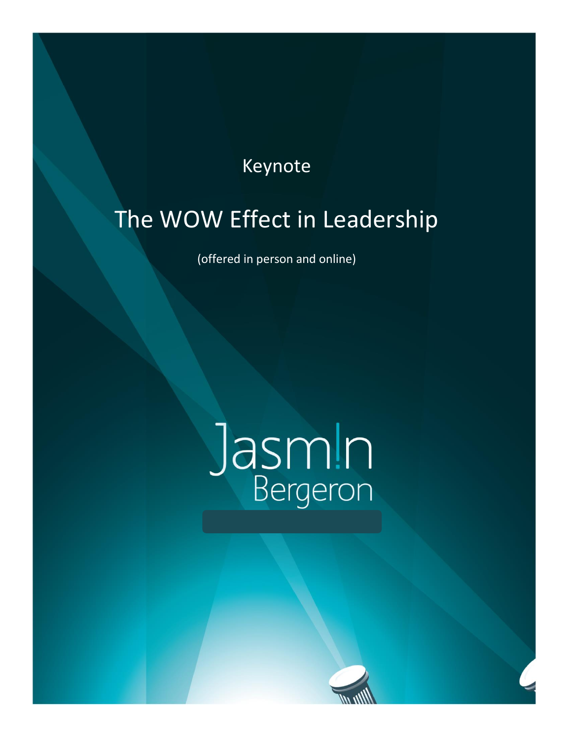Keynote

# The WOW Effect in Leadership

(offered in person and online)

Jasm!n
Bergeron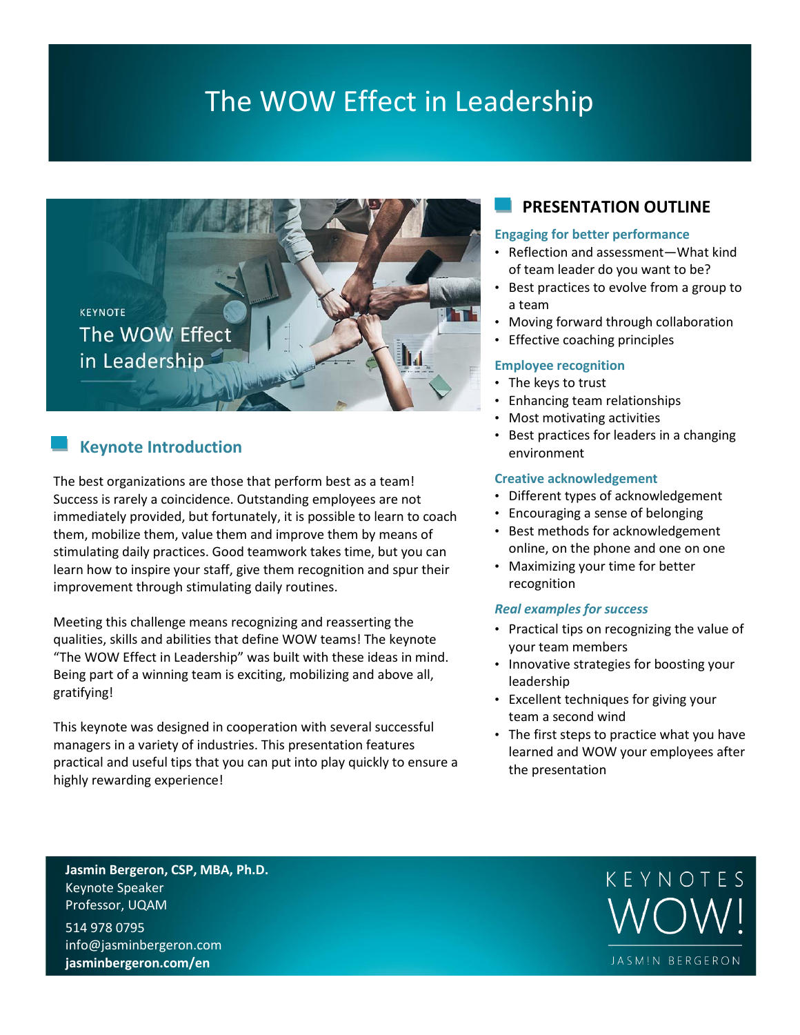# The WOW Effect in Leadership

KEYNOTE

The WOW Effect in Leadership

## Keynote Introduction

The best organizations are those that perform best as a team! Success is rarely a coincidence. Outstanding employees are not immediately provided, but fortunately, it is possible to learn to coach them, mobilize them, value them and improve them by means of stimulating daily practices. Good teamwork takes time, but you can learn how to inspire your staff, give them recognition and spur their improvement through stimulating daily routines.

Meeting this challenge means recognizing and reasserting the qualities, skills and abilities that define WOW teams! The keynote "The WOW Effect in Leadership" was built with these ideas in mind. Being part of a winning team is exciting, mobilizing and above all, gratifying!

This keynote was designed in cooperation with several successful managers in a variety of industries. This presentation features practical and useful tips that you can put into play quickly to ensure a highly rewarding experience!

## PRESENTATION OUTLINE

### Engaging for better performance

- Reflection and assessment—What kind of team leader do you want to be?
- Best practices to evolve from a group to a team
- Moving forward through collaboration
- Effective coaching principles

### Employee recognition

- The keys to trust
- Enhancing team relationships
- Most motivating activities
- Best practices for leaders in a changing environment

### Creative acknowledgement

- Different types of acknowledgement
- Encouraging a sense of belonging
- Best methods for acknowledgement online, on the phone and one on one
- Maximizing your time for better recognition

### *Real examples for success*

- Practical tips on recognizing the value of your team members
- Innovative strategies for boosting your leadership
- Excellent techniques for giving your team a second wind
- The first steps to practice what you have learned and WOW your employees after the presentation

**Jasmin Bergeron, CSP, MBA, Ph.D.**
Keynote Speaker
Professor, UQAM

514 978 0795
info@jasminbergeron.com
**jasminbergeron.com/en**

KEYNOTES WOW! JASMIN BERGERON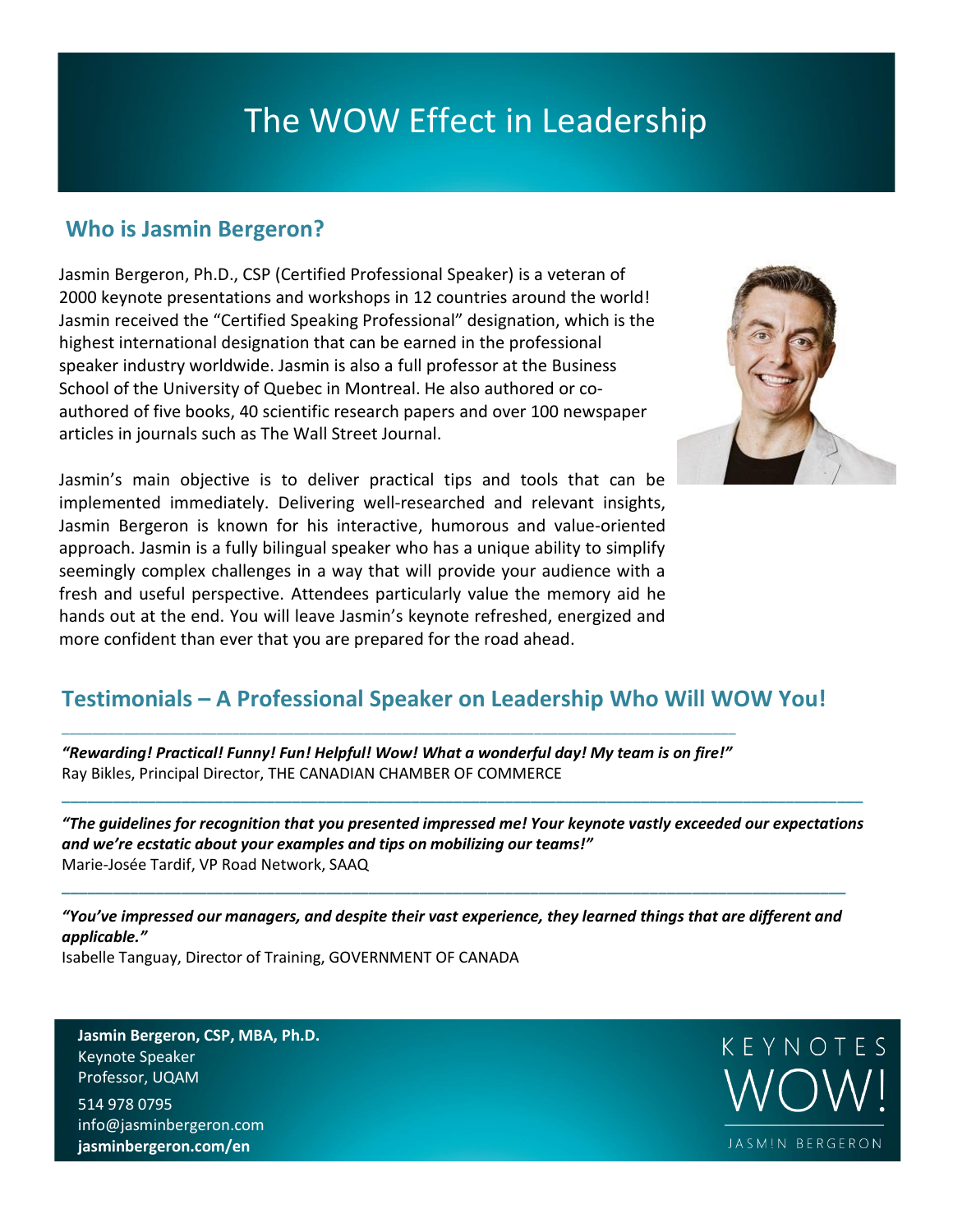# The WOW Effect in Leadership

## Who is Jasmin Bergeron?

Jasmin Bergeron, Ph.D., CSP (Certified Professional Speaker) is a veteran of 2000 keynote presentations and workshops in 12 countries around the world! Jasmin received the "Certified Speaking Professional" designation, which is the highest international designation that can be earned in the professional speaker industry worldwide. Jasmin is also a full professor at the Business School of the University of Quebec in Montreal. He also authored or co-authored of five books, 40 scientific research papers and over 100 newspaper articles in journals such as The Wall Street Journal.

Jasmin's main objective is to deliver practical tips and tools that can be implemented immediately. Delivering well-researched and relevant insights, Jasmin Bergeron is known for his interactive, humorous and value-oriented approach. Jasmin is a fully bilingual speaker who has a unique ability to simplify seemingly complex challenges in a way that will provide your audience with a fresh and useful perspective. Attendees particularly value the memory aid he hands out at the end. You will leave Jasmin's keynote refreshed, energized and more confident than ever that you are prepared for the road ahead.

## Testimonials – A Professional Speaker on Leadership Who Will WOW You!

---

***"Rewarding! Practical! Funny! Fun! Helpful! Wow! What a wonderful day! My team is on fire!"***
Ray Bikles, Principal Director, THE CANADIAN CHAMBER OF COMMERCE

---

***"The guidelines for recognition that you presented impressed me! Your keynote vastly exceeded our expectations and we're ecstatic about your examples and tips on mobilizing our teams!"***
Marie-Josée Tardif, VP Road Network, SAAQ

---

***"You've impressed our managers, and despite their vast experience, they learned things that are different and applicable."***
Isabelle Tanguay, Director of Training, GOVERNMENT OF CANADA

**Jasmin Bergeron, CSP, MBA, Ph.D.**
Keynote Speaker
Professor, UQAM

514 978 0795
info@jasminbergeron.com
**jasminbergeron.com/en**

KEYNOTES WOW! JASMIN BERGERON